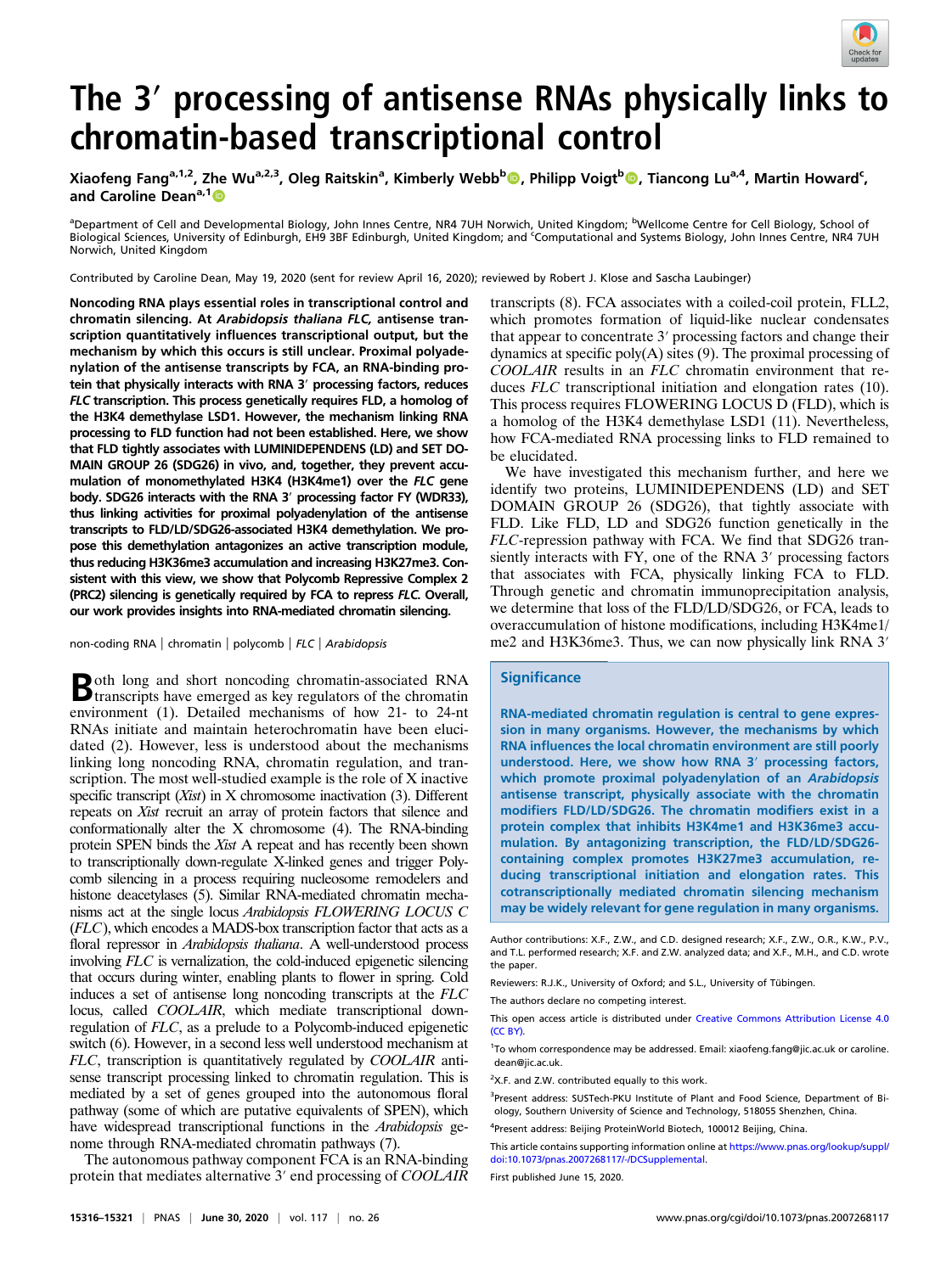# The 3′ processing of antisense RNAs physically links to chromatin-based transcriptional control

Xiaofeng Fang[a,1,2], Zhe Wu[a,2,3], Oleg Raitskin[a], Kimberly Webb[b], Philipp Voigt[b], Tiancong Lu[a,4], Martin Howard[c], and Caroline Dean[a,1]

[a]Department of Cell and Developmental Biology, John Innes Centre, NR4 7UH Norwich, United Kingdom; [b]Wellcome Centre for Cell Biology, School of Biological Sciences, University of Edinburgh, EH9 3BF Edinburgh, United Kingdom; and [c]Computational and Systems Biology, John Innes Centre, NR4 7UH Norwich, United Kingdom

Contributed by Caroline Dean, May 19, 2020 (sent for review April 16, 2020); reviewed by Robert J. Klose and Sascha Laubinger)

**Noncoding RNA plays essential roles in transcriptional control and chromatin silencing. At *Arabidopsis thaliana FLC,* antisense transcription quantitatively influences transcriptional output, but the mechanism by which this occurs is still unclear. Proximal polyadenylation of the antisense transcripts by FCA, an RNA-binding protein that physically interacts with RNA 3′ processing factors, reduces *FLC* transcription. This process genetically requires FLD, a homolog of the H3K4 demethylase LSD1. However, the mechanism linking RNA processing to FLD function had not been established. Here, we show that FLD tightly associates with LUMINIDEPENDENS (LD) and SET DOMAIN GROUP 26 (SDG26) in vivo, and, together, they prevent accumulation of monomethylated H3K4 (H3K4me1) over the *FLC* gene body. SDG26 interacts with the RNA 3′ processing factor FY (WDR33), thus linking activities for proximal polyadenylation of the antisense transcripts to FLD/LD/SDG26-associated H3K4 demethylation. We propose this demethylation antagonizes an active transcription module, thus reducing H3K36me3 accumulation and increasing H3K27me3. Consistent with this view, we show that Polycomb Repressive Complex 2 (PRC2) silencing is genetically required by FCA to repress *FLC*. Overall, our work provides insights into RNA-mediated chromatin silencing.**

non-coding RNA | chromatin | polycomb | *FLC* | *Arabidopsis*

Both long and short noncoding chromatin-associated RNA transcripts have emerged as key regulators of the chromatin environment (1). Detailed mechanisms of how 21- to 24-nt RNAs initiate and maintain heterochromatin have been elucidated (2). However, less is understood about the mechanisms linking long noncoding RNA, chromatin regulation, and transcription. The most well-studied example is the role of X inactive specific transcript (*Xist*) in X chromosome inactivation (3). Different repeats on *Xist* recruit an array of protein factors that silence and conformationally alter the X chromosome (4). The RNA-binding protein SPEN binds the *Xist* A repeat and has recently been shown to transcriptionally down-regulate X-linked genes and trigger Polycomb silencing in a process requiring nucleosome remodelers and histone deacetylases (5). Similar RNA-mediated chromatin mechanisms act at the single locus *Arabidopsis FLOWERING LOCUS C* (*FLC*), which encodes a MADS-box transcription factor that acts as a floral repressor in *Arabidopsis thaliana*. A well-understood process involving *FLC* is vernalization, the cold-induced epigenetic silencing that occurs during winter, enabling plants to flower in spring. Cold induces a set of antisense long noncoding transcripts at the *FLC* locus, called *COOLAIR*, which mediate transcriptional down-regulation of *FLC*, as a prelude to a Polycomb-induced epigenetic switch (6). However, in a second less well understood mechanism at *FLC*, transcription is quantitatively regulated by *COOLAIR* antisense transcript processing linked to chromatin regulation. This is mediated by a set of genes grouped into the autonomous floral pathway (some of which are putative equivalents of SPEN), which have widespread transcriptional functions in the *Arabidopsis* genome through RNA-mediated chromatin pathways (7).

The autonomous pathway component FCA is an RNA-binding protein that mediates alternative 3′ end processing of *COOLAIR* transcripts (8). FCA associates with a coiled-coil protein, FLL2, which promotes formation of liquid-like nuclear condensates that appear to concentrate 3′ processing factors and change their dynamics at specific poly(A) sites (9). The proximal processing of *COOLAIR* results in an *FLC* chromatin environment that reduces *FLC* transcriptional initiation and elongation rates (10). This process requires FLOWERING LOCUS D (FLD), which is a homolog of the H3K4 demethylase LSD1 (11). Nevertheless, how FCA-mediated RNA processing links to FLD remained to be elucidated.

We have investigated this mechanism further, and here we identify two proteins, LUMINIDEPENDENS (LD) and SET DOMAIN GROUP 26 (SDG26), that tightly associate with FLD. Like FLD, LD and SDG26 function genetically in the *FLC*-repression pathway with FCA. We find that SDG26 transiently interacts with FY, one of the RNA 3′ processing factors that associates with FCA, physically linking FCA to FLD. Through genetic and chromatin immunoprecipitation analysis, we determine that loss of the FLD/LD/SDG26, or FCA, leads to overaccumulation of histone modifications, including H3K4me1/me2 and H3K36me3. Thus, we can now physically link RNA 3′

## Significance

RNA-mediated chromatin regulation is central to gene expression in many organisms. However, the mechanisms by which RNA influences the local chromatin environment are still poorly understood. Here, we show how RNA 3′ processing factors, which promote proximal polyadenylation of an *Arabidopsis* antisense transcript, physically associate with the chromatin modifiers FLD/LD/SDG26. The chromatin modifiers exist in a protein complex that inhibits H3K4me1 and H3K36me3 accumulation. By antagonizing transcription, the FLD/LD/SDG26-containing complex promotes H3K27me3 accumulation, reducing transcriptional initiation and elongation rates. This cotranscriptionally mediated chromatin silencing mechanism may be widely relevant for gene regulation in many organisms.

Author contributions: X.F., Z.W., and C.D. designed research; X.F., Z.W., O.R., K.W., P.V., and T.L. performed research; X.F. and Z.W. analyzed data; and X.F., M.H., and C.D. wrote the paper.

Reviewers: R.J.K., University of Oxford; and S.L., University of Tübingen.

The authors declare no competing interest.

This open access article is distributed under Creative Commons Attribution License 4.0 (CC BY).

[1]To whom correspondence may be addressed. Email: xiaofeng.fang@jic.ac.uk or caroline.dean@jic.ac.uk.

[2]X.F. and Z.W. contributed equally to this work.

[3]Present address: SUSTech-PKU Institute of Plant and Food Science, Department of Biology, Southern University of Science and Technology, 518055 Shenzhen, China.

[4]Present address: Beijing ProteinWorld Biotech, 100012 Beijing, China.

This article contains supporting information online at https://www.pnas.org/lookup/suppl/doi:10.1073/pnas.2007268117/-/DCSupplemental.

First published June 15, 2020.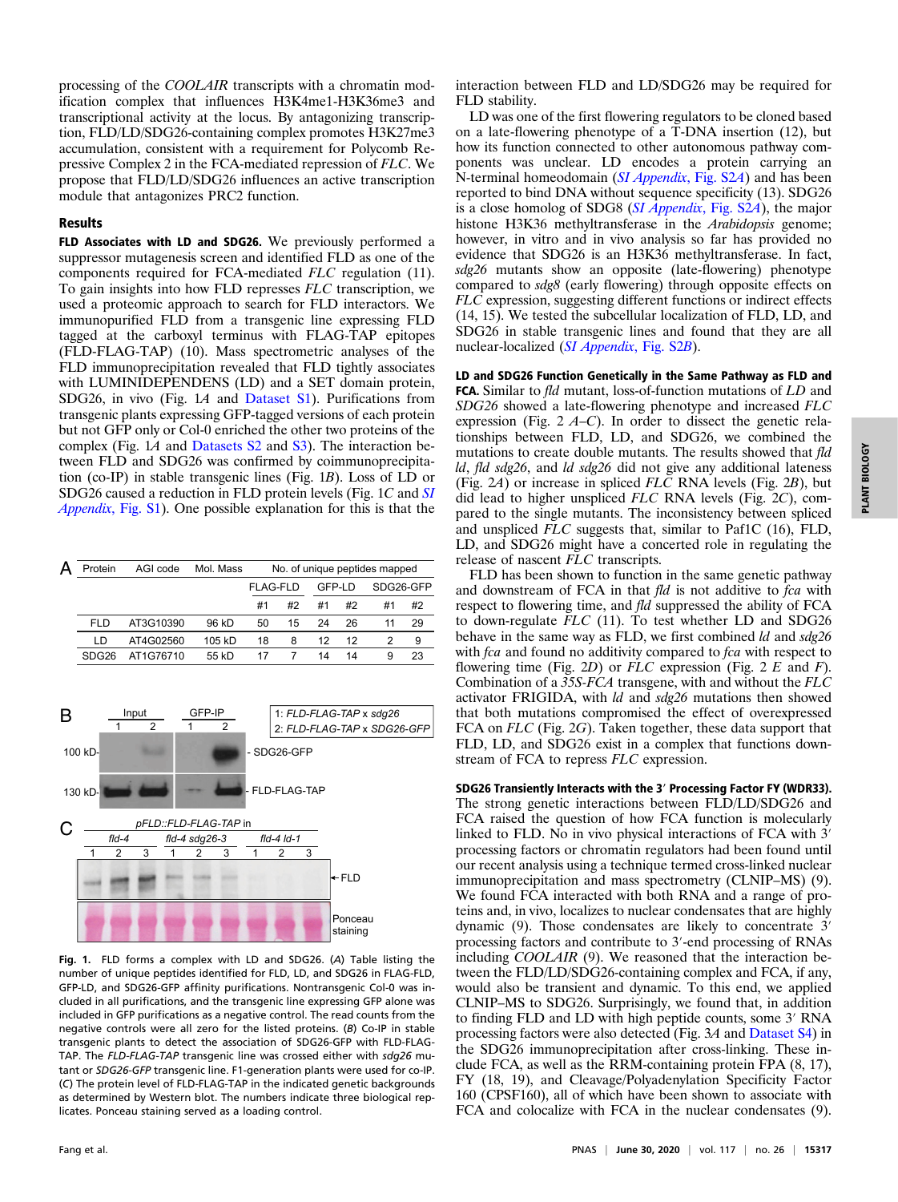processing of the *COOLAIR* transcripts with a chromatin modification complex that influences H3K4me1-H3K36me3 and transcriptional activity at the locus. By antagonizing transcription, FLD/LD/SDG26-containing complex promotes H3K27me3 accumulation, consistent with a requirement for Polycomb Repressive Complex 2 in the FCA-mediated repression of *FLC*. We propose that FLD/LD/SDG26 influences an active transcription module that antagonizes PRC2 function.

## Results

**FLD Associates with LD and SDG26.** We previously performed a suppressor mutagenesis screen and identified FLD as one of the components required for FCA-mediated *FLC* regulation (11). To gain insights into how FLD represses *FLC* transcription, we used a proteomic approach to search for FLD interactors. We immunopurified FLD from a transgenic line expressing FLD tagged at the carboxyl terminus with FLAG-TAP epitopes (FLD-FLAG-TAP) (10). Mass spectrometric analyses of the FLD immunoprecipitation revealed that FLD tightly associates with LUMINIDEPENDENS (LD) and a SET domain protein, SDG26, in vivo (Fig. 1*A* and Dataset S1). Purifications from transgenic plants expressing GFP-tagged versions of each protein but not GFP only or Col-0 enriched the other two proteins of the complex (Fig. 1*A* and Datasets S2 and S3). The interaction between FLD and SDG26 was confirmed by coimmunoprecipitation (co-IP) in stable transgenic lines (Fig. 1*B*). Loss of LD or SDG26 caused a reduction in FLD protein levels (Fig. 1*C* and *SI Appendix*, Fig. S1). One possible explanation for this is that the interaction between FLD and LD/SDG26 may be required for FLD stability.

LD was one of the first flowering regulators to be cloned based on a late-flowering phenotype of a T-DNA insertion (12), but how its function connected to other autonomous pathway components was unclear. LD encodes a protein carrying an N-terminal homeodomain (*SI Appendix*, Fig. S2*A*) and has been reported to bind DNA without sequence specificity (13). SDG26 is a close homolog of SDG8 (*SI Appendix*, Fig. S2*A*), the major histone H3K36 methyltransferase in the *Arabidopsis* genome; however, in vitro and in vivo analysis so far has provided no evidence that SDG26 is an H3K36 methyltransferase. In fact, *sdg26* mutants show an opposite (late-flowering) phenotype compared to *sdg8* (early flowering) through opposite effects on *FLC* expression, suggesting different functions or indirect effects (14, 15). We tested the subcellular localization of FLD, LD, and SDG26 in stable transgenic lines and found that they are all nuclear-localized (*SI Appendix*, Fig. S2*B*).

**LD and SDG26 Function Genetically in the Same Pathway as FLD and FCA.** Similar to *fld* mutant, loss-of-function mutations of *LD* and *SDG26* showed a late-flowering phenotype and increased *FLC* expression (Fig. 2 *A*–*C*). In order to dissect the genetic relationships between FLD, LD, and SDG26, we combined the mutations to create double mutants. The results showed that *fld ld*, *fld sdg26*, and *ld sdg26* did not give any additional lateness (Fig. 2*A*) or increase in spliced *FLC* RNA levels (Fig. 2*B*), but did lead to higher unspliced *FLC* RNA levels (Fig. 2*C*), compared to the single mutants. The inconsistency between spliced and unspliced *FLC* suggests that, similar to Paf1C (16), FLD, LD, and SDG26 might have a concerted role in regulating the release of nascent *FLC* transcripts.

FLD has been shown to function in the same genetic pathway and downstream of FCA in that *fld* is not additive to *fca* with respect to flowering time, and *fld* suppressed the ability of FCA to down-regulate *FLC* (11). To test whether LD and SDG26 behave in the same way as FLD, we first combined *ld* and *sdg26* with *fca* and found no additivity compared to *fca* with respect to flowering time (Fig. 2*D*) or *FLC* expression (Fig. 2 *E* and *F*). Combination of a *35S-FCA* transgene, with and without the *FLC* activator FRIGIDA, with *ld* and *sdg26* mutations then showed that both mutations compromised the effect of overexpressed FCA on *FLC* (Fig. 2*G*). Taken together, these data support that FLD, LD, and SDG26 exist in a complex that functions downstream of FCA to repress *FLC* expression.

**SDG26 Transiently Interacts with the 3′ Processing Factor FY (WDR33).** The strong genetic interactions between FLD/LD/SDG26 and FCA raised the question of how FCA function is molecularly linked to FLD. No in vivo physical interactions of FCA with 3′ processing factors or chromatin regulators had been found until our recent analysis using a technique termed cross-linked nuclear immunoprecipitation and mass spectrometry (CLNIP–MS) (9). We found FCA interacted with both RNA and a range of proteins and, in vivo, localizes to nuclear condensates that are highly dynamic (9). Those condensates are likely to concentrate 3′ processing factors and contribute to 3′-end processing of RNAs including *COOLAIR* (9). We reasoned that the interaction between the FLD/LD/SDG26-containing complex and FCA, if any, would also be transient and dynamic. To this end, we applied CLNIP–MS to SDG26. Surprisingly, we found that, in addition to finding FLD and LD with high peptide counts, some 3′ RNA processing factors were also detected (Fig. 3*A* and Dataset S4) in the SDG26 immunoprecipitation after cross-linking. These include FCA, as well as the RRM-containing protein FPA (8, 17), FY (18, 19), and Cleavage/Polyadenylation Specificity Factor 160 (CPSF160), all of which have been shown to associate with FCA and colocalize with FCA in the nuclear condensates (9).

**A**

| Protein | AGI code | Mol. Mass | No. of unique peptides mapped | | | | | |
|---|---|---|---|---|---|---|---|---|
| | | | FLAG-FLD | | GFP-LD | | SDG26-GFP | |
| | | | #1 | #2 | #1 | #2 | #1 | #2 |
| FLD | AT3G10390 | 96 kD | 50 | 15 | 24 | 26 | 11 | 29 |
| LD | AT4G02560 | 105 kD | 18 | 8 | 12 | 12 | 2 | 9 |
| SDG26 | AT1G76710 | 55 kD | 17 | 7 | 14 | 14 | 9 | 23 |

**B** Input 1 2; GFP-IP 1 2; 1: *FLD-FLAG-TAP* x *sdg26*; 2: *FLD-FLAG-TAP* x *SDG26-GFP*; 100 kD - SDG26-GFP; 130 kD - FLD-FLAG-TAP

**C** *pFLD::FLD-FLAG-TAP* in *fld-4*, *fld-4 sdg26-3*, *fld-4 ld-1* (1 2 3 each); FLD; Ponceau staining

Fig. 1. FLD forms a complex with LD and SDG26. (*A*) Table listing the number of unique peptides identified for FLD, LD, and SDG26 in FLAG-FLD, GFP-LD, and SDG26-GFP affinity purifications. Nontransgenic Col-0 was included in all purifications, and the transgenic line expressing GFP alone was included in GFP purifications as a negative control. The read counts from the negative controls were all zero for the listed proteins. (*B*) Co-IP in stable transgenic lines to detect the association of SDG26-GFP with FLD-FLAG-TAP. The *FLD-FLAG-TAP* transgenic line was crossed either with *sdg26* mutant or *SDG26-GFP* transgenic line. F1-generation plants were used for co-IP. (*C*) The protein level of FLD-FLAG-TAP in the indicated genetic backgrounds as determined by Western blot. The numbers indicate three biological replicates. Ponceau staining served as a loading control.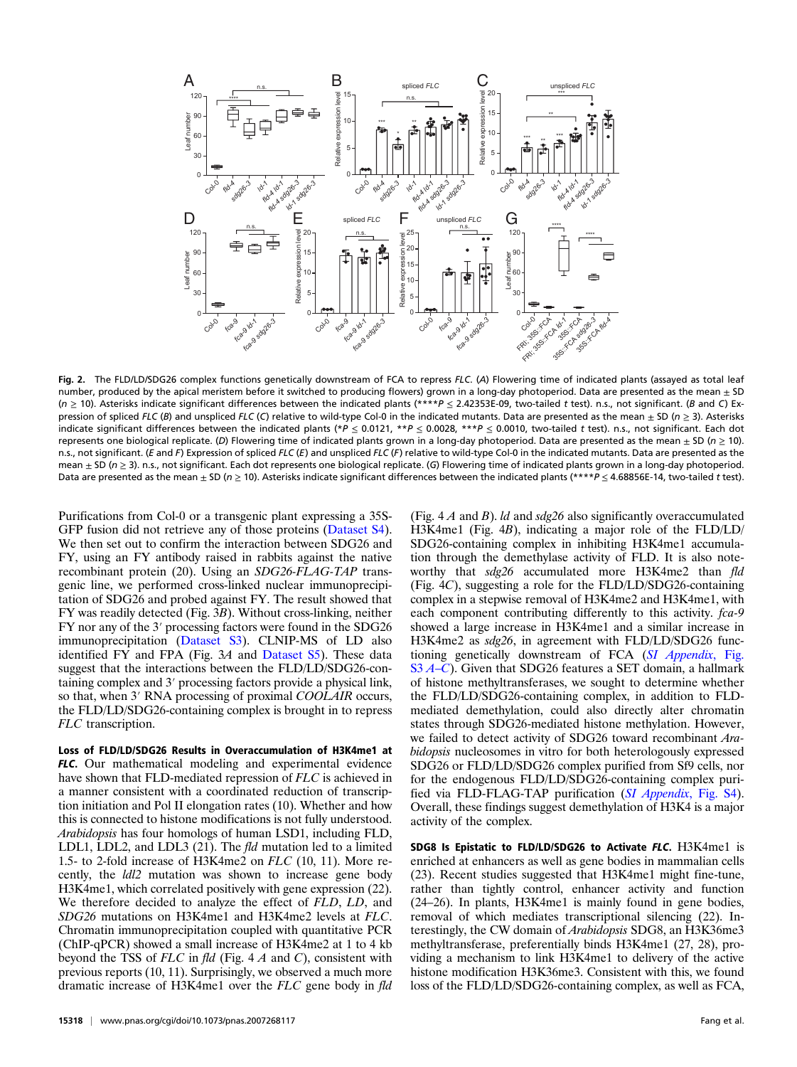**Fig. 2.** The FLD/LD/SDG26 complex functions genetically downstream of FCA to repress *FLC*. (*A*) Flowering time of indicated plants (assayed as total leaf number, produced by the apical meristem before it switched to producing flowers) grown in a long-day photoperiod. Data are presented as the mean ± SD ($n \geq 10$). Asterisks indicate significant differences between the indicated plants (****$P \leq 2.42353E\text{-}09$, two-tailed *t* test). n.s., not significant. (*B* and *C*) Expression of spliced *FLC* (*B*) and unspliced *FLC* (*C*) relative to wild-type Col-0 in the indicated mutants. Data are presented as the mean ± SD ($n \geq 3$). Asterisks indicate significant differences between the indicated plants (*$P \leq 0.0121$, **$P \leq 0.0028$, ***$P \leq 0.0010$, two-tailed *t* test). n.s., not significant. Each dot represents one biological replicate. (*D*) Flowering time of indicated plants grown in a long-day photoperiod. Data are presented as the mean ± SD ($n \geq 10$). n.s., not significant. (*E* and *F*) Expression of spliced *FLC* (*E*) and unspliced *FLC* (*F*) relative to wild-type Col-0 in the indicated mutants. Data are presented as the mean ± SD ($n \geq 3$). n.s., not significant. Each dot represents one biological replicate. (*G*) Flowering time of indicated plants grown in a long-day photoperiod. Data are presented as the mean ± SD ($n \geq 10$). Asterisks indicate significant differences between the indicated plants (****$P \leq 4.68856E\text{-}14$, two-tailed *t* test).

Purifications from Col-0 or a transgenic plant expressing a 35S-GFP fusion did not retrieve any of those proteins (Dataset S4). We then set out to confirm the interaction between SDG26 and FY, using an FY antibody raised in rabbits against the native recombinant protein (20). Using an *SDG26-FLAG-TAP* transgenic line, we performed cross-linked nuclear immunoprecipitation of SDG26 and probed against FY. The result showed that FY was readily detected (Fig. 3*B*). Without cross-linking, neither FY nor any of the 3′ processing factors were found in the SDG26 immunoprecipitation (Dataset S3). CLNIP-MS of LD also identified FY and FPA (Fig. 3*A* and Dataset S5). These data suggest that the interactions between the FLD/LD/SDG26-containing complex and 3′ processing factors provide a physical link, so that, when 3′ RNA processing of proximal *COOLAIR* occurs, the FLD/LD/SDG26-containing complex is brought in to repress *FLC* transcription.

**Loss of FLD/LD/SDG26 Results in Overaccumulation of H3K4me1 at *FLC*.** Our mathematical modeling and experimental evidence have shown that FLD-mediated repression of *FLC* is achieved in a manner consistent with a coordinated reduction of transcription initiation and Pol II elongation rates (10). Whether and how this is connected to histone modifications is not fully understood. *Arabidopsis* has four homologs of human LSD1, including FLD, LDL1, LDL2, and LDL3 (21). The *fld* mutation led to a limited 1.5- to 2-fold increase of H3K4me2 on *FLC* (10, 11). More recently, the *ldl2* mutation was shown to increase gene body H3K4me1, which correlated positively with gene expression (22). We therefore decided to analyze the effect of *FLD*, *LD*, and *SDG26* mutations on H3K4me1 and H3K4me2 levels at *FLC*. Chromatin immunoprecipitation coupled with quantitative PCR (ChIP-qPCR) showed a small increase of H3K4me2 at 1 to 4 kb beyond the TSS of *FLC* in *fld* (Fig. 4 *A* and *C*), consistent with previous reports (10, 11). Surprisingly, we observed a much more dramatic increase of H3K4me1 over the *FLC* gene body in *fld* (Fig. 4 *A* and *B*). *ld* and *sdg26* also significantly overaccumulated H3K4me1 (Fig. 4*B*), indicating a major role of the FLD/LD/SDG26-containing complex in inhibiting H3K4me1 accumulation through the demethylase activity of FLD. It is also noteworthy that *sdg26* accumulated more H3K4me2 than *fld* (Fig. 4*C*), suggesting a role for the FLD/LD/SDG26-containing complex in a stepwise removal of H3K4me2 and H3K4me1, with each component contributing differently to this activity. *fca-9* showed a large increase in H3K4me1 and a similar increase in H3K4me2 as *sdg26*, in agreement with FLD/LD/SDG26 functioning genetically downstream of FCA (*SI Appendix*, Fig. S3 *A–C*). Given that SDG26 features a SET domain, a hallmark of histone methyltransferases, we sought to determine whether the FLD/LD/SDG26-containing complex, in addition to FLD-mediated demethylation, could also directly alter chromatin states through SDG26-mediated histone methylation. However, we failed to detect activity of SDG26 toward recombinant *Arabidopsis* nucleosomes in vitro for both heterologously expressed SDG26 or FLD/LD/SDG26 complex purified from Sf9 cells, nor for the endogenous FLD/LD/SDG26-containing complex purified via FLD-FLAG-TAP purification (*SI Appendix*, Fig. S4). Overall, these findings suggest demethylation of H3K4 is a major activity of the complex.

**SDG8 Is Epistatic to FLD/LD/SDG26 to Activate *FLC*.** H3K4me1 is enriched at enhancers as well as gene bodies in mammalian cells (23). Recent studies suggested that H3K4me1 might fine-tune, rather than tightly control, enhancer activity and function (24–26). In plants, H3K4me1 is mainly found in gene bodies, removal of which mediates transcriptional silencing (22). Interestingly, the CW domain of *Arabidopsis* SDG8, an H3K36me3 methyltransferase, preferentially binds H3K4me1 (27, 28), providing a mechanism to link H3K4me1 to delivery of the active histone modification H3K36me3. Consistent with this, we found loss of the FLD/LD/SDG26-containing complex, as well as FCA,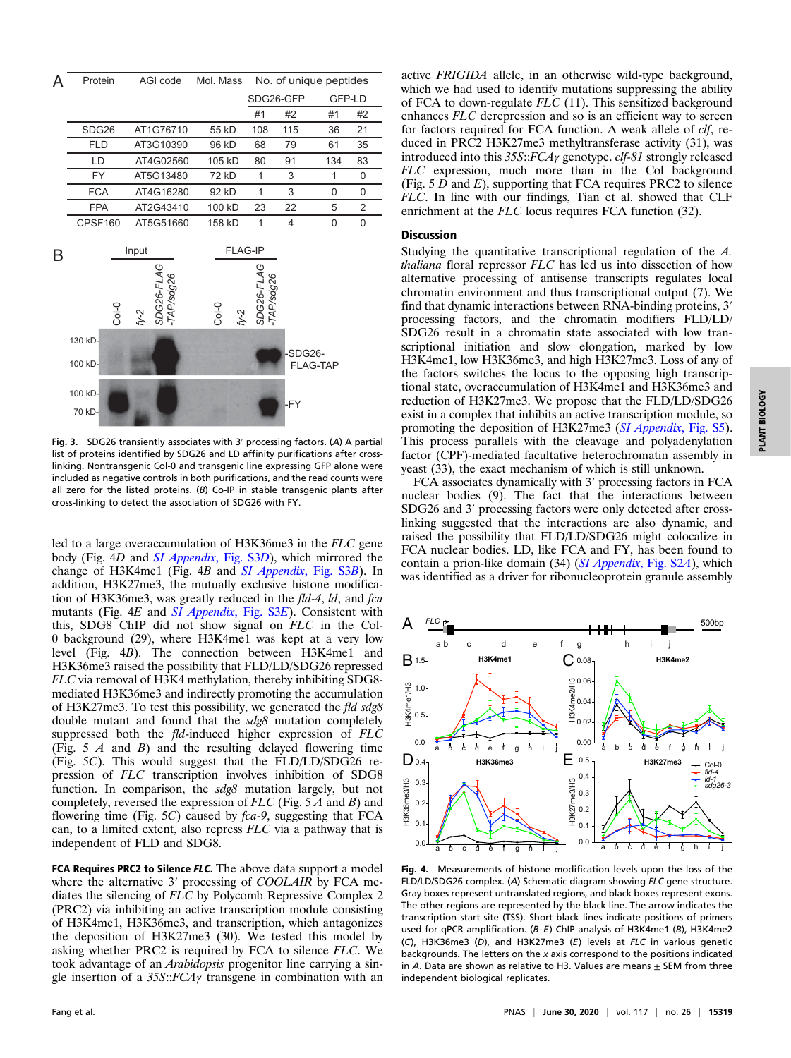| Protein | AGI code | Mol. Mass | No. of unique peptides | | | |
|---|---|---|---|---|---|---|
| | | | SDG26-GFP | | GFP-LD | |
| | | | #1 | #2 | #1 | #2 |
| SDG26 | AT1G76710 | 55 kD | 108 | 115 | 36 | 21 |
| FLD | AT3G10390 | 96 kD | 68 | 79 | 61 | 35 |
| LD | AT4G02560 | 105 kD | 80 | 91 | 134 | 83 |
| FY | AT5G13480 | 72 kD | 1 | 3 | 1 | 0 |
| FCA | AT4G16280 | 92 kD | 1 | 3 | 0 | 0 |
| FPA | AT2G43410 | 100 kD | 23 | 22 | 5 | 2 |
| CPSF160 | AT5G51660 | 158 kD | 1 | 4 | 0 | 0 |

**Fig. 3.** SDG26 transiently associates with 3′ processing factors. (*A*) A partial list of proteins identified by SDG26 and LD affinity purifications after cross-linking. Nontransgenic Col-0 and transgenic line expressing GFP alone were included as negative controls in both purifications, and the read counts were all zero for the listed proteins. (*B*) Co-IP in stable transgenic plants after cross-linking to detect the association of SDG26 with FY.

led to a large overaccumulation of H3K36me3 in the *FLC* gene body (Fig. 4*D* and *SI Appendix*, Fig. S3*D*), which mirrored the change of H3K4me1 (Fig. 4*B* and *SI Appendix*, Fig. S3*B*). In addition, H3K27me3, the mutually exclusive histone modification of H3K36me3, was greatly reduced in the *fld-4*, *ld*, and *fca* mutants (Fig. 4*E* and *SI Appendix*, Fig. S3*E*). Consistent with this, SDG8 ChIP did not show signal on *FLC* in the Col-0 background (29), where H3K4me1 was kept at a very low level (Fig. 4*B*). The connection between H3K4me1 and H3K36me3 raised the possibility that FLD/LD/SDG26 repressed *FLC* via removal of H3K4 methylation, thereby inhibiting SDG8-mediated H3K36me3 and indirectly promoting the accumulation of H3K27me3. To test this possibility, we generated the *fld sdg8* double mutant and found that the *sdg8* mutation completely suppressed both the *fld*-induced higher expression of *FLC* (Fig. 5 *A* and *B*) and the resulting delayed flowering time (Fig. 5*C*). This would suggest that the FLD/LD/SDG26 repression of *FLC* transcription involves inhibition of SDG8 function. In comparison, the *sdg8* mutation largely, but not completely, reversed the expression of *FLC* (Fig. 5 *A* and *B*) and flowering time (Fig. 5*C*) caused by *fca-9*, suggesting that FCA can, to a limited extent, also repress *FLC* via a pathway that is independent of FLD and SDG8.

**FCA Requires PRC2 to Silence *FLC*.** The above data support a model where the alternative 3′ processing of *COOLAIR* by FCA mediates the silencing of *FLC* by Polycomb Repressive Complex 2 (PRC2) via inhibiting an active transcription module consisting of H3K4me1, H3K36me3, and transcription, which antagonizes the deposition of H3K27me3 (30). We tested this model by asking whether PRC2 is required by FCA to silence *FLC*. We took advantage of an *Arabidopsis* progenitor line carrying a single insertion of a *35S::FCAγ* transgene in combination with an active *FRIGIDA* allele, in an otherwise wild-type background, which we had used to identify mutations suppressing the ability of FCA to down-regulate *FLC* (11). This sensitized background enhances *FLC* derepression and so is an efficient way to screen for factors required for FCA function. A weak allele of *clf*, reduced in PRC2 H3K27me3 methyltransferase activity (31), was introduced into this *35S::FCAγ* genotype. *clf-81* strongly released *FLC* expression, much more than in the Col background (Fig. 5 *D* and *E*), supporting that FCA requires PRC2 to silence *FLC*. In line with our findings, Tian et al. showed that CLF enrichment at the *FLC* locus requires FCA function (32).

## Discussion

Studying the quantitative transcriptional regulation of the *A. thaliana* floral repressor *FLC* has led us into dissection of how alternative processing of antisense transcripts regulates local chromatin environment and thus transcriptional output (7). We find that dynamic interactions between RNA-binding proteins, 3′ processing factors, and the chromatin modifiers FLD/LD/SDG26 result in a chromatin state associated with low transcriptional initiation and slow elongation, marked by low H3K4me1, low H3K36me3, and high H3K27me3. Loss of any of the factors switches the locus to the opposing high transcriptional state, overaccumulation of H3K4me1 and H3K36me3 and reduction of H3K27me3. We propose that the FLD/LD/SDG26 exist in a complex that inhibits an active transcription module, so promoting the deposition of H3K27me3 (*SI Appendix*, Fig. S5). This process parallels with the cleavage and polyadenylation factor (CPF)-mediated facultative heterochromatin assembly in yeast (33), the exact mechanism of which is still unknown.

FCA associates dynamically with 3′ processing factors in FCA nuclear bodies (9). The fact that the interactions between SDG26 and 3′ processing factors were only detected after cross-linking suggested that the interactions are also dynamic, and raised the possibility that FLD/LD/SDG26 might colocalize in FCA nuclear bodies. LD, like FCA and FY, has been found to contain a prion-like domain (34) (*SI Appendix*, Fig. S2*A*), which was identified as a driver for ribonucleoprotein granule assembly

**Fig. 4.** Measurements of histone modification levels upon the loss of the FLD/LD/SDG26 complex. (*A*) Schematic diagram showing *FLC* gene structure. Gray boxes represent untranslated regions, and black boxes represent exons. The other regions are represented by the black line. The arrow indicates the transcription start site (TSS). Short black lines indicate positions of primers used for qPCR amplification. (*B*–*E*) ChIP analysis of H3K4me1 (*B*), H3K4me2 (*C*), H3K36me3 (*D*), and H3K27me3 (*E*) levels at *FLC* in various genetic backgrounds. The letters on the *x* axis correspond to the positions indicated in *A*. Data are shown as relative to H3. Values are means ± SEM from three independent biological replicates.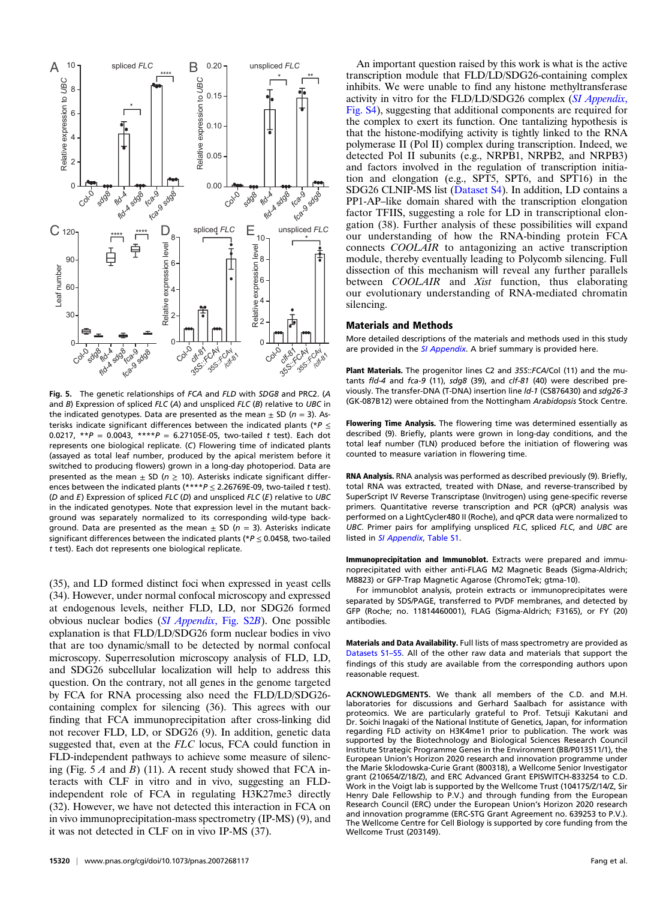**Fig. 5.** The genetic relationships of *FCA* and *FLD* with *SDG8* and PRC2. (*A* and *B*) Expression of spliced *FLC* (*A*) and unspliced *FLC* (*B*) relative to *UBC* in the indicated genotypes. Data are presented as the mean ± SD ($n = 3$). Asterisks indicate significant differences between the indicated plants (\*$P \leq 0.0217$, \*\*$P = 0.0043$, \*\*\*\*$P = 6.27105E\text{-}05$, two-tailed *t* test). Each dot represents one biological replicate. (*C*) Flowering time of indicated plants (assayed as total leaf number, produced by the apical meristem before it switched to producing flowers) grown in a long-day photoperiod. Data are presented as the mean ± SD ($n \geq 10$). Asterisks indicate significant differences between the indicated plants (\*\*\*\*$P \leq 2.26769E\text{-}09$, two-tailed *t* test). (*D* and *E*) Expression of spliced *FLC* (*D*) and unspliced *FLC* (*E*) relative to *UBC* in the indicated genotypes. Note that expression level in the mutant background was separately normalized to its corresponding wild-type background. Data are presented as the mean ± SD ($n = 3$). Asterisks indicate significant differences between the indicated plants (\*$P \leq 0.0458$, two-tailed *t* test). Each dot represents one biological replicate.

(35), and LD formed distinct foci when expressed in yeast cells (34). However, under normal confocal microscopy and expressed at endogenous levels, neither FLD, LD, nor SDG26 formed obvious nuclear bodies (*SI Appendix*, Fig. S2*B*). One possible explanation is that FLD/LD/SDG26 form nuclear bodies in vivo that are too dynamic/small to be detected by normal confocal microscopy. Superresolution microscopy analysis of FLD, LD, and SDG26 subcellular localization will help to address this question. On the contrary, not all genes in the genome targeted by FCA for RNA processing also need the FLD/LD/SDG26-containing complex for silencing (36). This agrees with our finding that FCA immunoprecipitation after cross-linking did not recover FLD, LD, or SDG26 (9). In addition, genetic data suggested that, even at the *FLC* locus, FCA could function in FLD-independent pathways to achieve some measure of silencing (Fig. 5 *A* and *B*) (11). A recent study showed that FCA interacts with CLF in vitro and in vivo, suggesting an FLD-independent role of FCA in regulating H3K27me3 directly (32). However, we have not detected this interaction in FCA on in vivo immunoprecipitation-mass spectrometry (IP-MS) (9), and it was not detected in CLF on in vivo IP-MS (37).

An important question raised by this work is what is the active transcription module that FLD/LD/SDG26-containing complex inhibits. We were unable to find any histone methyltransferase activity in vitro for the FLD/LD/SDG26 complex (*SI Appendix*, Fig. S4), suggesting that additional components are required for the complex to exert its function. One tantalizing hypothesis is that the histone-modifying activity is tightly linked to the RNA polymerase II (Pol II) complex during transcription. Indeed, we detected Pol II subunits (e.g., NRPB1, NRPB2, and NRPB3) and factors involved in the regulation of transcription initiation and elongation (e.g., SPT5, SPT6, and SPT16) in the SDG26 CLNIP-MS list (Dataset S4). In addition, LD contains a PP1-AP–like domain shared with the transcription elongation factor TFIIS, suggesting a role for LD in transcriptional elongation (38). Further analysis of these possibilities will expand our understanding of how the RNA-binding protein FCA connects *COOLAIR* to antagonizing an active transcription module, thereby eventually leading to Polycomb silencing. Full dissection of this mechanism will reveal any further parallels between *COOLAIR* and *Xist* function, thus elaborating our evolutionary understanding of RNA-mediated chromatin silencing.

## Materials and Methods

More detailed descriptions of the materials and methods used in this study are provided in the *SI Appendix*. A brief summary is provided here.

**Plant Materials.** The progenitor lines C2 and *35S::FCA*/Col (11) and the mutants *fld-4* and *fca-9* (11), *sdg8* (39), and *clf-81* (40) were described previously. The transfer-DNA (T-DNA) insertion line *ld-1* (CS876430) and *sdg26-3* (GK-087B12) were obtained from the Nottingham *Arabidopsis* Stock Centre.

**Flowering Time Analysis.** The flowering time was determined essentially as described (9). Briefly, plants were grown in long-day conditions, and the total leaf number (TLN) produced before the initiation of flowering was counted to measure variation in flowering time.

**RNA Analysis.** RNA analysis was performed as described previously (9). Briefly, total RNA was extracted, treated with DNase, and reverse-transcribed by SuperScript IV Reverse Transcriptase (Invitrogen) using gene-specific reverse primers. Quantitative reverse transcription and PCR (qPCR) analysis was performed on a LightCycler480 II (Roche), and qPCR data were normalized to *UBC*. Primer pairs for amplifying unspliced *FLC*, spliced *FLC*, and *UBC* are listed in *SI Appendix*, Table S1.

**Immunoprecipitation and Immunoblot.** Extracts were prepared and immunoprecipitated with either anti-FLAG M2 Magnetic Beads (Sigma-Aldrich; M8823) or GFP-Trap Magnetic Agarose (ChromoTek; gtma-10).

For immunoblot analysis, protein extracts or immunoprecipitates were separated by SDS/PAGE, transferred to PVDF membranes, and detected by GFP (Roche; no. 11814460001), FLAG (Sigma-Aldrich; F3165), or FY (20) antibodies.

**Materials and Data Availability.** Full lists of mass spectrometry are provided as Datasets S1–S5. All of the other raw data and materials that support the findings of this study are available from the corresponding authors upon reasonable request.

**ACKNOWLEDGMENTS.** We thank all members of the C.D. and M.H. laboratories for discussions and Gerhard Saalbach for assistance with proteomics. We are particularly grateful to Prof. Tetsuji Kakutani and Dr. Soichi Inagaki of the National Institute of Genetics, Japan, for information regarding FLD activity on H3K4me1 prior to publication. The work was supported by the Biotechnology and Biological Sciences Research Council Institute Strategic Programme Genes in the Environment (BB/P013511/1), the European Union's Horizon 2020 research and innovation programme under the Marie Sklodowska-Curie Grant (800318), a Wellcome Senior Investigator grant (210654/Z/18/Z), and ERC Advanced Grant EPISWITCH-833254 to C.D. Work in the Voigt lab is supported by the Wellcome Trust (104175/Z/14/Z, Sir Henry Dale Fellowship to P.V.) and through funding from the European Research Council (ERC) under the European Union's Horizon 2020 research and innovation programme (ERC-STG Grant Agreement no. 639253 to P.V.). The Wellcome Centre for Cell Biology is supported by core funding from the Wellcome Trust (203149).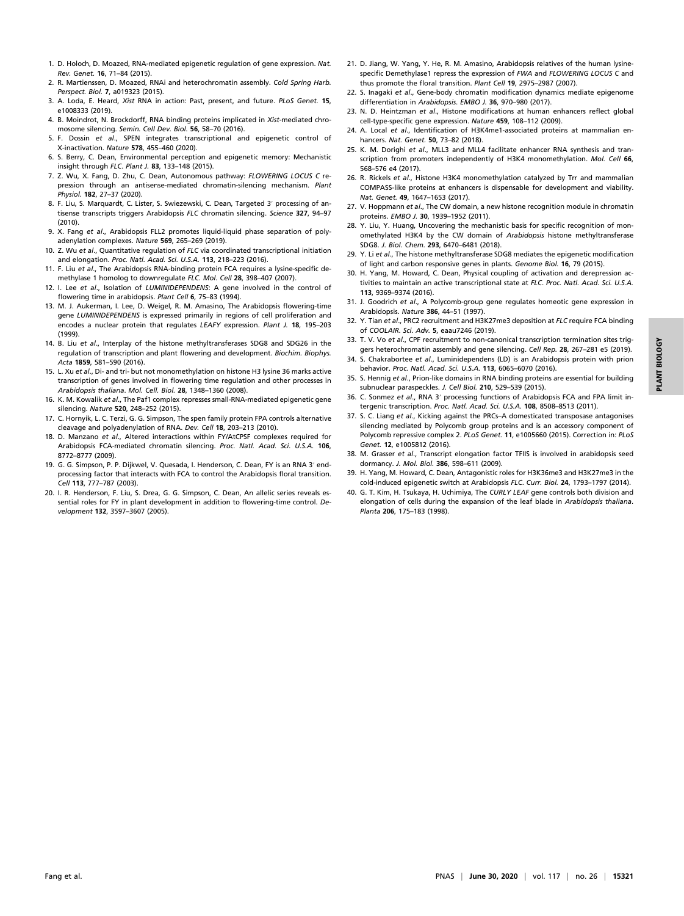1. D. Holoch, D. Moazed, RNA-mediated epigenetic regulation of gene expression. *Nat. Rev. Genet.* **16**, 71–84 (2015).
2. R. Martienssen, D. Moazed, RNAi and heterochromatin assembly. *Cold Spring Harb. Perspect. Biol.* **7**, a019323 (2015).
3. A. Loda, E. Heard, *Xist* RNA in action: Past, present, and future. *PLoS Genet.* **15**, e1008333 (2019).
4. B. Moindrot, N. Brockdorff, RNA binding proteins implicated in *Xist*-mediated chromosome silencing. *Semin. Cell Dev. Biol.* **56**, 58–70 (2016).
5. F. Dossin *et al*., SPEN integrates transcriptional and epigenetic control of X-inactivation. *Nature* **578**, 455–460 (2020).
6. S. Berry, C. Dean, Environmental perception and epigenetic memory: Mechanistic insight through *FLC*. *Plant J.* **83**, 133–148 (2015).
7. Z. Wu, X. Fang, D. Zhu, C. Dean, Autonomous pathway: *FLOWERING LOCUS C* repression through an antisense-mediated chromatin-silencing mechanism. *Plant Physiol.* **182**, 27–37 (2020).
8. F. Liu, S. Marquardt, C. Lister, S. Swiezewski, C. Dean, Targeted 3′ processing of antisense transcripts triggers Arabidopsis *FLC* chromatin silencing. *Science* **327**, 94–97 (2010).
9. X. Fang *et al*., Arabidopsis FLL2 promotes liquid-liquid phase separation of polyadenylation complexes. *Nature* **569**, 265–269 (2019).
10. Z. Wu *et al*., Quantitative regulation of *FLC* via coordinated transcriptional initiation and elongation. *Proc. Natl. Acad. Sci. U.S.A.* **113**, 218–223 (2016).
11. F. Liu *et al*., The Arabidopsis RNA-binding protein FCA requires a lysine-specific demethylase 1 homolog to downregulate *FLC*. *Mol. Cell* **28**, 398–407 (2007).
12. I. Lee *et al*., Isolation of *LUMINIDEPENDENS*: A gene involved in the control of flowering time in arabidopsis. *Plant Cell* **6**, 75–83 (1994).
13. M. J. Aukerman, I. Lee, D. Weigel, R. M. Amasino, The Arabidopsis flowering-time gene *LUMINIDEPENDENS* is expressed primarily in regions of cell proliferation and encodes a nuclear protein that regulates *LEAFY* expression. *Plant J.* **18**, 195–203 (1999).
14. B. Liu *et al*., Interplay of the histone methyltransferases SDG8 and SDG26 in the regulation of transcription and plant flowering and development. *Biochim. Biophys. Acta* **1859**, 581–590 (2016).
15. L. Xu *et al*., Di- and tri- but not monomethylation on histone H3 lysine 36 marks active transcription of genes involved in flowering time regulation and other processes in *Arabidopsis thaliana*. *Mol. Cell. Biol.* **28**, 1348–1360 (2008).
16. K. M. Kowalik *et al*., The Paf1 complex represses small-RNA-mediated epigenetic gene silencing. *Nature* **520**, 248–252 (2015).
17. C. Hornyik, L. C. Terzi, G. G. Simpson, The spen family protein FPA controls alternative cleavage and polyadenylation of RNA. *Dev. Cell* **18**, 203–213 (2010).
18. D. Manzano *et al*., Altered interactions within FY/AtCPSF complexes required for Arabidopsis FCA-mediated chromatin silencing. *Proc. Natl. Acad. Sci. U.S.A.* **106**, 8772–8777 (2009).
19. G. G. Simpson, P. P. Dijkwel, V. Quesada, I. Henderson, C. Dean, FY is an RNA 3′ end-processing factor that interacts with FCA to control the Arabidopsis floral transition. *Cell* **113**, 777–787 (2003).
20. I. R. Henderson, F. Liu, S. Drea, G. G. Simpson, C. Dean, An allelic series reveals essential roles for FY in plant development in addition to flowering-time control. *Development* **132**, 3597–3607 (2005).
21. D. Jiang, W. Yang, Y. He, R. M. Amasino, Arabidopsis relatives of the human lysine-specific Demethylase1 repress the expression of *FWA* and *FLOWERING LOCUS C* and thus promote the floral transition. *Plant Cell* **19**, 2975–2987 (2007).
22. S. Inagaki *et al*., Gene-body chromatin modification dynamics mediate epigenome differentiation in *Arabidopsis*. *EMBO J.* **36**, 970–980 (2017).
23. N. D. Heintzman *et al*., Histone modifications at human enhancers reflect global cell-type-specific gene expression. *Nature* **459**, 108–112 (2009).
24. A. Local *et al*., Identification of H3K4me1-associated proteins at mammalian enhancers. *Nat. Genet.* **50**, 73–82 (2018).
25. K. M. Dorighi *et al*., MLL3 and MLL4 facilitate enhancer RNA synthesis and transcription from promoters independently of H3K4 monomethylation. *Mol. Cell* **66**, 568–576 e4 (2017).
26. R. Rickels *et al*., Histone H3K4 monomethylation catalyzed by Trr and mammalian COMPASS-like proteins at enhancers is dispensable for development and viability. *Nat. Genet.* **49**, 1647–1653 (2017).
27. V. Hoppmann *et al*., The CW domain, a new histone recognition module in chromatin proteins. *EMBO J.* **30**, 1939–1952 (2011).
28. Y. Liu, Y. Huang, Uncovering the mechanistic basis for specific recognition of monomethylated H3K4 by the CW domain of *Arabidopsis* histone methyltransferase SDG8. *J. Biol. Chem.* **293**, 6470–6481 (2018).
29. Y. Li *et al*., The histone methyltransferase SDG8 mediates the epigenetic modification of light and carbon responsive genes in plants. *Genome Biol.* **16**, 79 (2015).
30. H. Yang, M. Howard, C. Dean, Physical coupling of activation and derepression activities to maintain an active transcriptional state at *FLC*. *Proc. Natl. Acad. Sci. U.S.A.* **113**, 9369–9374 (2016).
31. J. Goodrich *et al*., A Polycomb-group gene regulates homeotic gene expression in Arabidopsis. *Nature* **386**, 44–51 (1997).
32. Y. Tian *et al*., PRC2 recruitment and H3K27me3 deposition at *FLC* require FCA binding of *COOLAIR*. *Sci. Adv.* **5**, eaau7246 (2019).
33. T. V. Vo *et al*., CPF recruitment to non-canonical transcription termination sites triggers heterochromatin assembly and gene silencing. *Cell Rep.* **28**, 267–281 e5 (2019).
34. S. Chakrabortee *et al*., Luminidependens (LD) is an Arabidopsis protein with prion behavior. *Proc. Natl. Acad. Sci. U.S.A.* **113**, 6065–6070 (2016).
35. S. Hennig *et al*., Prion-like domains in RNA binding proteins are essential for building subnuclear paraspeckles. *J. Cell Biol.* **210**, 529–539 (2015).
36. C. Sonmez *et al*., RNA 3′ processing functions of Arabidopsis FCA and FPA limit intergenic transcription. *Proc. Natl. Acad. Sci. U.S.A.* **108**, 8508–8513 (2011).
37. S. C. Liang *et al*., Kicking against the PRCs–A domesticated transposase antagonises silencing mediated by Polycomb group proteins and is an accessory component of Polycomb repressive complex 2. *PLoS Genet.* **11**, e1005660 (2015). Correction in: *PLoS Genet.* **12**, e1005812 (2016).
38. M. Grasser *et al*., Transcript elongation factor TFIIS is involved in arabidopsis seed dormancy. *J. Mol. Biol.* **386**, 598–611 (2009).
39. H. Yang, M. Howard, C. Dean, Antagonistic roles for H3K36me3 and H3K27me3 in the cold-induced epigenetic switch at Arabidopsis *FLC*. *Curr. Biol.* **24**, 1793–1797 (2014).
40. G. T. Kim, H. Tsukaya, H. Uchimiya, The *CURLY LEAF* gene controls both division and elongation of cells during the expansion of the leaf blade in *Arabidopsis thaliana*. *Planta* **206**, 175–183 (1998).